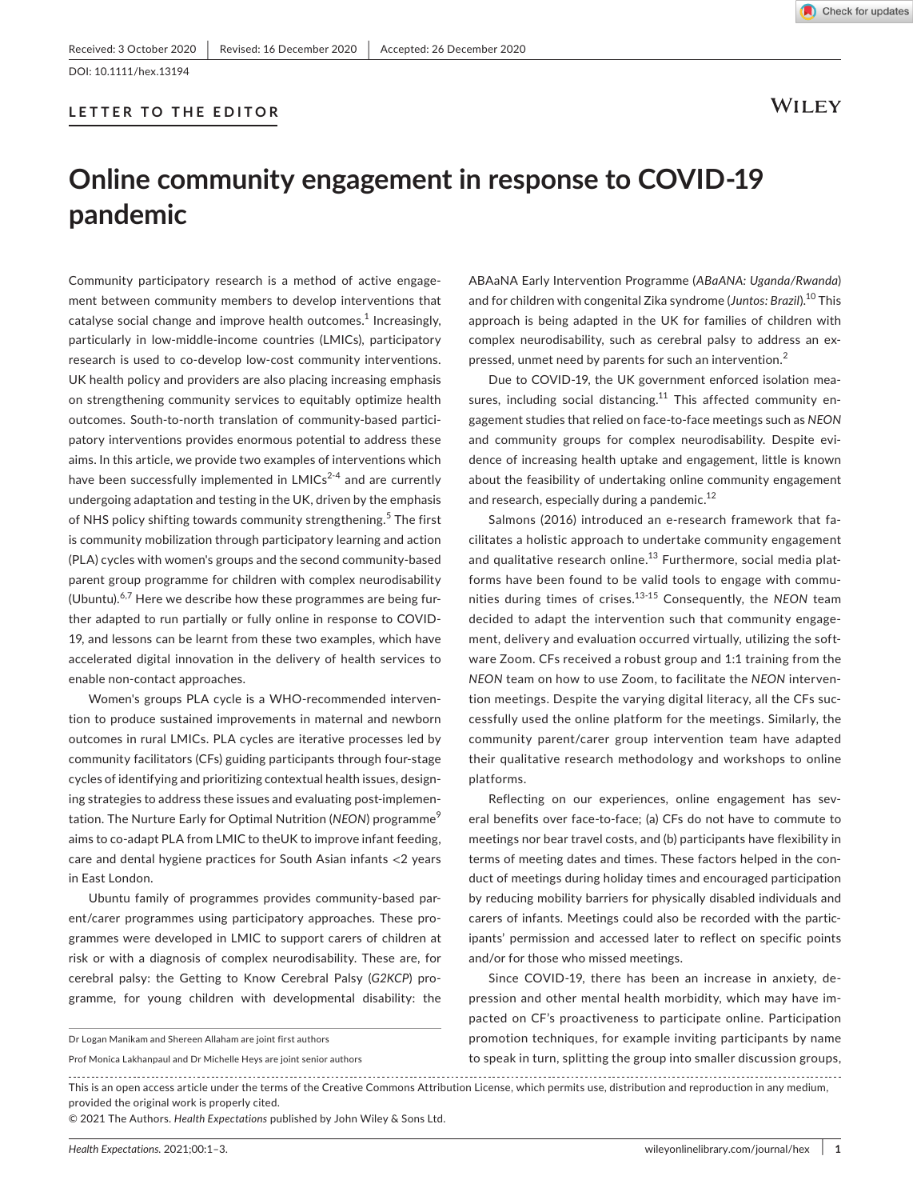Received: 3 October 2020 | Revised: 16 December 2020 | Accepted: 26 December 2020

DOI: 10.1111/hex.13194

**LETTER TO THE EDITOR**

# Online community engagement in response to COVID-19 pandemic

Community participatory research is a method of active engagement between community members to develop interventions that catalyse social change and improve health outcomes.[1] Increasingly, particularly in low-middle-income countries (LMICs), participatory research is used to co-develop low-cost community interventions. UK health policy and providers are also placing increasing emphasis on strengthening community services to equitably optimize health outcomes. South-to-north translation of community-based participatory interventions provides enormous potential to address these aims. In this article, we provide two examples of interventions which have been successfully implemented in LMICs[2-4] and are currently undergoing adaptation and testing in the UK, driven by the emphasis of NHS policy shifting towards community strengthening.[5] The first is community mobilization through participatory learning and action (PLA) cycles with women's groups and the second community-based parent group programme for children with complex neurodisability (Ubuntu).[6,7] Here we describe how these programmes are being further adapted to run partially or fully online in response to COVID-19, and lessons can be learnt from these two examples, which have accelerated digital innovation in the delivery of health services to enable non-contact approaches.

Women's groups PLA cycle is a WHO-recommended intervention to produce sustained improvements in maternal and newborn outcomes in rural LMICs. PLA cycles are iterative processes led by community facilitators (CFs) guiding participants through four-stage cycles of identifying and prioritizing contextual health issues, designing strategies to address these issues and evaluating post-implementation. The Nurture Early for Optimal Nutrition (*NEON*) programme[9] aims to co-adapt PLA from LMIC to theUK to improve infant feeding, care and dental hygiene practices for South Asian infants <2 years in East London.

Ubuntu family of programmes provides community-based parent/carer programmes using participatory approaches. These programmes were developed in LMIC to support carers of children at risk or with a diagnosis of complex neurodisability. These are, for cerebral palsy: the Getting to Know Cerebral Palsy (*G2KCP*) programme, for young children with developmental disability: the ABAaNA Early Intervention Programme (*ABaANA: Uganda/Rwanda*) and for children with congenital Zika syndrome (*Juntos: Brazil*).[10] This approach is being adapted in the UK for families of children with complex neurodisability, such as cerebral palsy to address an expressed, unmet need by parents for such an intervention.[2]

Due to COVID-19, the UK government enforced isolation measures, including social distancing.[11] This affected community engagement studies that relied on face-to-face meetings such as *NEON* and community groups for complex neurodisability. Despite evidence of increasing health uptake and engagement, little is known about the feasibility of undertaking online community engagement and research, especially during a pandemic.[12]

Salmons (2016) introduced an e-research framework that facilitates a holistic approach to undertake community engagement and qualitative research online.[13] Furthermore, social media platforms have been found to be valid tools to engage with communities during times of crises.[13-15] Consequently, the *NEON* team decided to adapt the intervention such that community engagement, delivery and evaluation occurred virtually, utilizing the software Zoom. CFs received a robust group and 1:1 training from the *NEON* team on how to use Zoom, to facilitate the *NEON* intervention meetings. Despite the varying digital literacy, all the CFs successfully used the online platform for the meetings. Similarly, the community parent/carer group intervention team have adapted their qualitative research methodology and workshops to online platforms.

Reflecting on our experiences, online engagement has several benefits over face-to-face; (a) CFs do not have to commute to meetings nor bear travel costs, and (b) participants have flexibility in terms of meeting dates and times. These factors helped in the conduct of meetings during holiday times and encouraged participation by reducing mobility barriers for physically disabled individuals and carers of infants. Meetings could also be recorded with the participants' permission and accessed later to reflect on specific points and/or for those who missed meetings.

Since COVID-19, there has been an increase in anxiety, depression and other mental health morbidity, which may have impacted on CF's proactiveness to participate online. Participation promotion techniques, for example inviting participants by name to speak in turn, splitting the group into smaller discussion groups,

Dr Logan Manikam and Shereen Allaham are joint first authors

Prof Monica Lakhanpaul and Dr Michelle Heys are joint senior authors

This is an open access article under the terms of the Creative Commons Attribution License, which permits use, distribution and reproduction in any medium, provided the original work is properly cited.

© 2021 The Authors. *Health Expectations* published by John Wiley & Sons Ltd.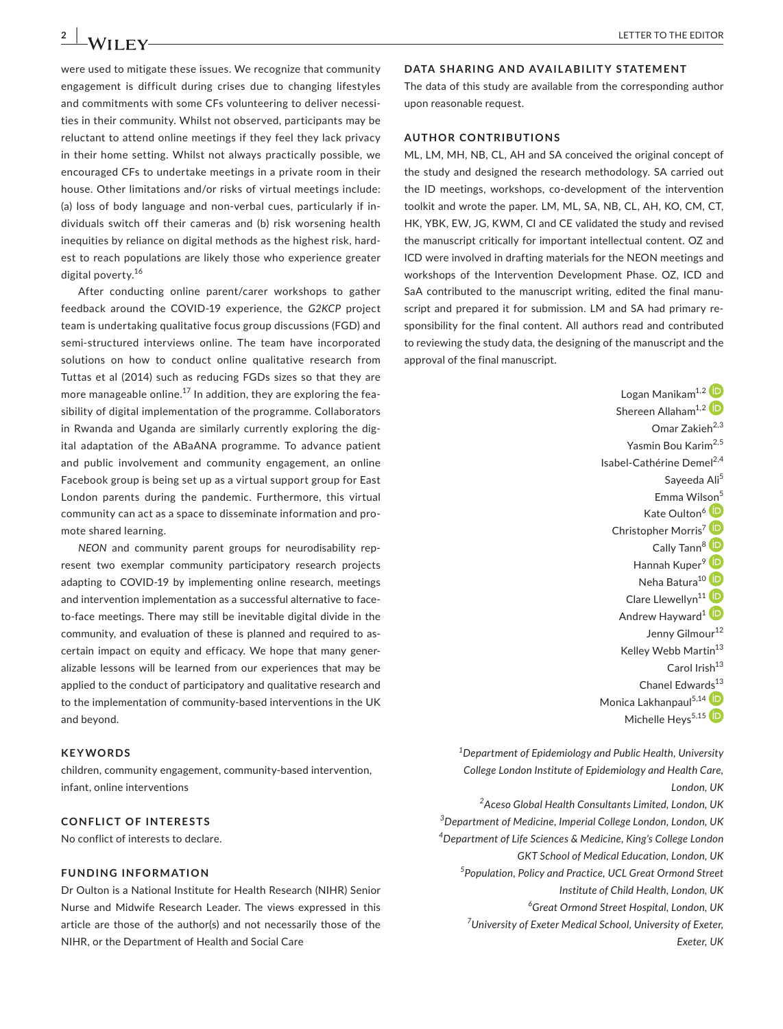were used to mitigate these issues. We recognize that community engagement is difficult during crises due to changing lifestyles and commitments with some CFs volunteering to deliver necessities in their community. Whilst not observed, participants may be reluctant to attend online meetings if they feel they lack privacy in their home setting. Whilst not always practically possible, we encouraged CFs to undertake meetings in a private room in their house. Other limitations and/or risks of virtual meetings include: (a) loss of body language and non-verbal cues, particularly if individuals switch off their cameras and (b) risk worsening health inequities by reliance on digital methods as the highest risk, hardest to reach populations are likely those who experience greater digital poverty.[16]

After conducting online parent/carer workshops to gather feedback around the COVID-19 experience, the *G2KCP* project team is undertaking qualitative focus group discussions (FGD) and semi-structured interviews online. The team have incorporated solutions on how to conduct online qualitative research from Tuttas et al (2014) such as reducing FGDs sizes so that they are more manageable online.[17] In addition, they are exploring the feasibility of digital implementation of the programme. Collaborators in Rwanda and Uganda are similarly currently exploring the digital adaptation of the ABaANA programme. To advance patient and public involvement and community engagement, an online Facebook group is being set up as a virtual support group for East London parents during the pandemic. Furthermore, this virtual community can act as a space to disseminate information and promote shared learning.

*NEON* and community parent groups for neurodisability represent two exemplar community participatory research projects adapting to COVID-19 by implementing online research, meetings and intervention implementation as a successful alternative to face-to-face meetings. There may still be inevitable digital divide in the community, and evaluation of these is planned and required to ascertain impact on equity and efficacy. We hope that many generalizable lessons will be learned from our experiences that may be applied to the conduct of participatory and qualitative research and to the implementation of community-based interventions in the UK and beyond.

## KEYWORDS

children, community engagement, community-based intervention, infant, online interventions

## CONFLICT OF INTERESTS

No conflict of interests to declare.

## FUNDING INFORMATION

Dr Oulton is a National Institute for Health Research (NIHR) Senior Nurse and Midwife Research Leader. The views expressed in this article are those of the author(s) and not necessarily those of the NIHR, or the Department of Health and Social Care

## DATA SHARING AND AVAILABILITY STATEMENT

The data of this study are available from the corresponding author upon reasonable request.

## AUTHOR CONTRIBUTIONS

ML, LM, MH, NB, CL, AH and SA conceived the original concept of the study and designed the research methodology. SA carried out the ID meetings, workshops, co-development of the intervention toolkit and wrote the paper. LM, ML, SA, NB, CL, AH, KO, CM, CT, HK, YBK, EW, JG, KWM, CI and CE validated the study and revised the manuscript critically for important intellectual content. OZ and ICD were involved in drafting materials for the NEON meetings and workshops of the Intervention Development Phase. OZ, ICD and SaA contributed to the manuscript writing, edited the final manuscript and prepared it for submission. LM and SA had primary responsibility for the final content. All authors read and contributed to reviewing the study data, the designing of the manuscript and the approval of the final manuscript.

Logan Manikam[1,2]
Shereen Allaham[1,2]
Omar Zakieh[2,3]
Yasmin Bou Karim[2,5]
Isabel-Cathérine Demel[2,4]
Sayeeda Ali[5]
Emma Wilson[5]
Kate Oulton[6]
Christopher Morris[7]
Cally Tann[8]
Hannah Kuper[9]
Neha Batura[10]
Clare Llewellyn[11]
Andrew Hayward[1]
Jenny Gilmour[12]
Kelley Webb Martin[13]
Carol Irish[13]
Chanel Edwards[13]
Monica Lakhanpaul[5,14]
Michelle Heys[5,15]

[1]*Department of Epidemiology and Public Health, University College London Institute of Epidemiology and Health Care, London, UK*
[2]*Aceso Global Health Consultants Limited, London, UK*
[3]*Department of Medicine, Imperial College London, London, UK*
[4]*Department of Life Sciences & Medicine, King's College London GKT School of Medical Education, London, UK*
[5]*Population, Policy and Practice, UCL Great Ormond Street Institute of Child Health, London, UK*
[6]*Great Ormond Street Hospital, London, UK*
[7]*University of Exeter Medical School, University of Exeter, Exeter, UK*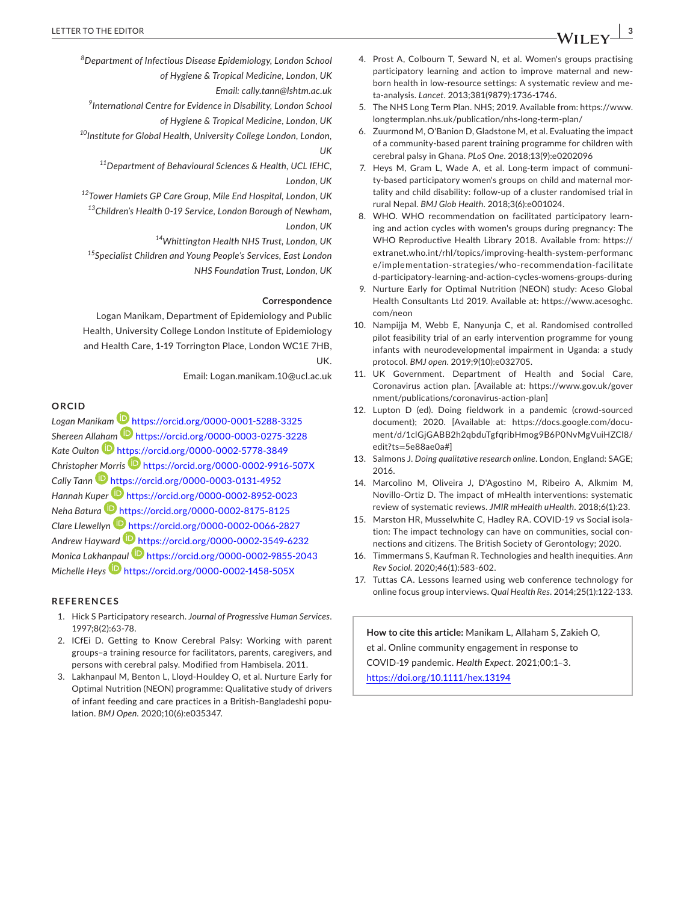[8]Department of Infectious Disease Epidemiology, London School of Hygiene & Tropical Medicine, London, UK
Email: cally.tann@lshtm.ac.uk

[9]International Centre for Evidence in Disability, London School of Hygiene & Tropical Medicine, London, UK

[10]Institute for Global Health, University College London, London, UK

[11]Department of Behavioural Sciences & Health, UCL IEHC, London, UK

[12]Tower Hamlets GP Care Group, Mile End Hospital, London, UK

[13]Children's Health 0-19 Service, London Borough of Newham, London, UK

[14]Whittington Health NHS Trust, London, UK

[15]Specialist Children and Young People's Services, East London NHS Foundation Trust, London, UK

**Correspondence**

Logan Manikam, Department of Epidemiology and Public Health, University College London Institute of Epidemiology and Health Care, 1-19 Torrington Place, London WC1E 7HB, UK.
Email: Logan.manikam.10@ucl.ac.uk

## ORCID

*Logan Manikam* https://orcid.org/0000-0001-5288-3325
*Shereen Allaham* https://orcid.org/0000-0003-0275-3228
*Kate Oulton* https://orcid.org/0000-0002-5778-3849
*Christopher Morris* https://orcid.org/0000-0002-9916-507X
*Cally Tann* https://orcid.org/0000-0003-0131-4952
*Hannah Kuper* https://orcid.org/0000-0002-8952-0023
*Neha Batura* https://orcid.org/0000-0002-8175-8125
*Clare Llewellyn* https://orcid.org/0000-0002-0066-2827
*Andrew Hayward* https://orcid.org/0000-0002-3549-6232
*Monica Lakhanpaul* https://orcid.org/0000-0002-9855-2043
*Michelle Heys* https://orcid.org/0000-0002-1458-505X

## REFERENCES

1. Hick S Participatory research. *Journal of Progressive Human Services*. 1997;8(2):63-78.
2. ICfEi D. Getting to Know Cerebral Palsy: Working with parent groups–a training resource for facilitators, parents, caregivers, and persons with cerebral palsy. Modified from Hambisela. 2011.
3. Lakhanpaul M, Benton L, Lloyd-Houldey O, et al. Nurture Early for Optimal Nutrition (NEON) programme: Qualitative study of drivers of infant feeding and care practices in a British-Bangladeshi population. *BMJ Open*. 2020;10(6):e035347.
4. Prost A, Colbourn T, Seward N, et al. Women's groups practising participatory learning and action to improve maternal and newborn health in low-resource settings: A systematic review and meta-analysis. *Lancet*. 2013;381(9879):1736-1746.
5. The NHS Long Term Plan. NHS; 2019. Available from: https://www.longtermplan.nhs.uk/publication/nhs-long-term-plan/
6. Zuurmond M, O'Banion D, Gladstone M, et al. Evaluating the impact of a community-based parent training programme for children with cerebral palsy in Ghana. *PLoS One*. 2018;13(9):e0202096
7. Heys M, Gram L, Wade A, et al. Long-term impact of community-based participatory women's groups on child and maternal mortality and child disability: follow-up of a cluster randomised trial in rural Nepal. *BMJ Glob Health*. 2018;3(6):e001024.
8. WHO. WHO recommendation on facilitated participatory learning and action cycles with women's groups during pregnancy: The WHO Reproductive Health Library 2018. Available from: https://extranet.who.int/rhl/topics/improving-health-system-performance/implementation-strategies/who-recommendation-facilitated-participatory-learning-and-action-cycles-womens-groups-during
9. Nurture Early for Optimal Nutrition (NEON) study: Aceso Global Health Consultants Ltd 2019. Available at: https://www.acesoghc.com/neon
10. Nampijja M, Webb E, Nanyunja C, et al. Randomised controlled pilot feasibility trial of an early intervention programme for young infants with neurodevelopmental impairment in Uganda: a study protocol. *BMJ open*. 2019;9(10):e032705.
11. UK Government. Department of Health and Social Care, Coronavirus action plan. [Available at: https://www.gov.uk/government/publications/coronavirus-action-plan]
12. Lupton D (ed). Doing fieldwork in a pandemic (crowd-sourced document); 2020. [Available at: https://docs.google.com/document/d/1clGjGABB2h2qbduTgfqribHmog9B6P0NvMgVuiHZCl8/edit?ts=5e88ae0a#]
13. Salmons J. *Doing qualitative research online*. London, England: SAGE; 2016.
14. Marcolino M, Oliveira J, D'Agostino M, Ribeiro A, Alkmim M, Novillo-Ortiz D. The impact of mHealth interventions: systematic review of systematic reviews. *JMIR mHealth uHealth*. 2018;6(1):23.
15. Marston HR, Musselwhite C, Hadley RA. COVID-19 vs Social isolation: The impact technology can have on communities, social connections and citizens. The British Society of Gerontology; 2020.
16. Timmermans S, Kaufman R. Technologies and health inequities. *Ann Rev Sociol*. 2020;46(1):583-602.
17. Tuttas CA. Lessons learned using web conference technology for online focus group interviews. *Qual Health Res*. 2014;25(1):122-133.

**How to cite this article:** Manikam L, Allaham S, Zakieh O, et al. Online community engagement in response to COVID-19 pandemic. *Health Expect*. 2021;00:1–3. https://doi.org/10.1111/hex.13194